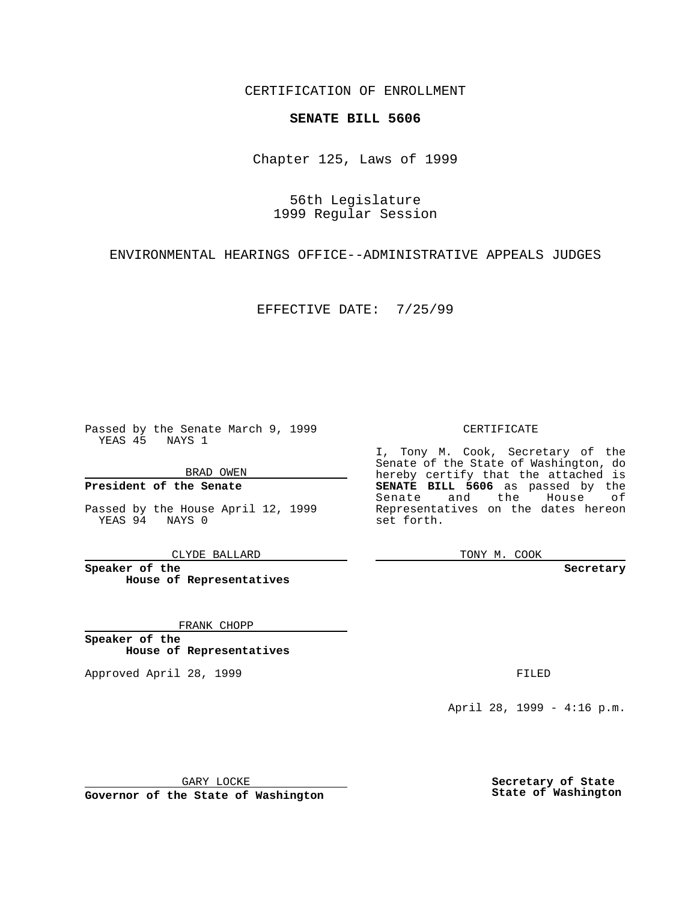CERTIFICATION OF ENROLLMENT

**SENATE BILL 5606**

Chapter 125, Laws of 1999

56th Legislature
1999 Regular Session

ENVIRONMENTAL HEARINGS OFFICE--ADMINISTRATIVE APPEALS JUDGES

EFFECTIVE DATE: 7/25/99

Passed by the Senate March 9, 1999
YEAS 45 NAYS 1

BRAD OWEN

**President of the Senate**

Passed by the House April 12, 1999
YEAS 94 NAYS 0

CLYDE BALLARD

**Speaker of the House of Representatives**

FRANK CHOPP

**Speaker of the House of Representatives**

Approved April 28, 1999

GARY LOCKE

**Governor of the State of Washington**

CERTIFICATE

I, Tony M. Cook, Secretary of the Senate of the State of Washington, do hereby certify that the attached is **SENATE BILL 5606** as passed by the Senate and the House of Representatives on the dates hereon set forth.

TONY M. COOK

**Secretary**

FILED

April 28, 1999 - 4:16 p.m.

**Secretary of State**
**State of Washington**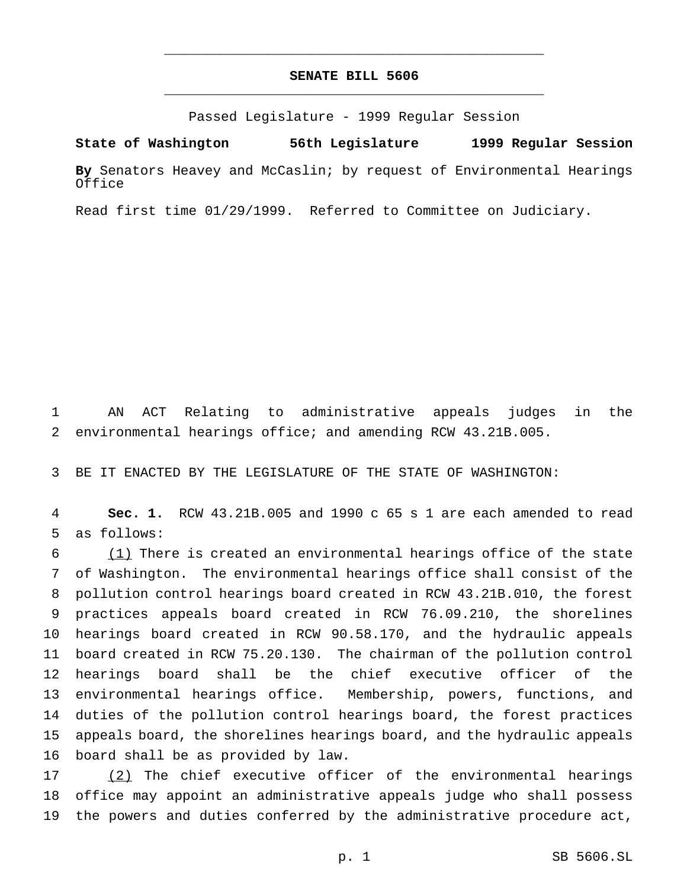# SENATE BILL 5606

Passed Legislature - 1999 Regular Session

**State of Washington 56th Legislature 1999 Regular Session**

**By** Senators Heavey and McCaslin; by request of Environmental Hearings Office

Read first time 01/29/1999. Referred to Committee on Judiciary.

AN ACT Relating to administrative appeals judges in the environmental hearings office; and amending RCW 43.21B.005.

BE IT ENACTED BY THE LEGISLATURE OF THE STATE OF WASHINGTON:

**Sec. 1.** RCW 43.21B.005 and 1990 c 65 s 1 are each amended to read as follows:

(1) There is created an environmental hearings office of the state of Washington. The environmental hearings office shall consist of the pollution control hearings board created in RCW 43.21B.010, the forest practices appeals board created in RCW 76.09.210, the shorelines hearings board created in RCW 90.58.170, and the hydraulic appeals board created in RCW 75.20.130. The chairman of the pollution control hearings board shall be the chief executive officer of the environmental hearings office. Membership, powers, functions, and duties of the pollution control hearings board, the forest practices appeals board, the shorelines hearings board, and the hydraulic appeals board shall be as provided by law.

(2) The chief executive officer of the environmental hearings office may appoint an administrative appeals judge who shall possess the powers and duties conferred by the administrative procedure act,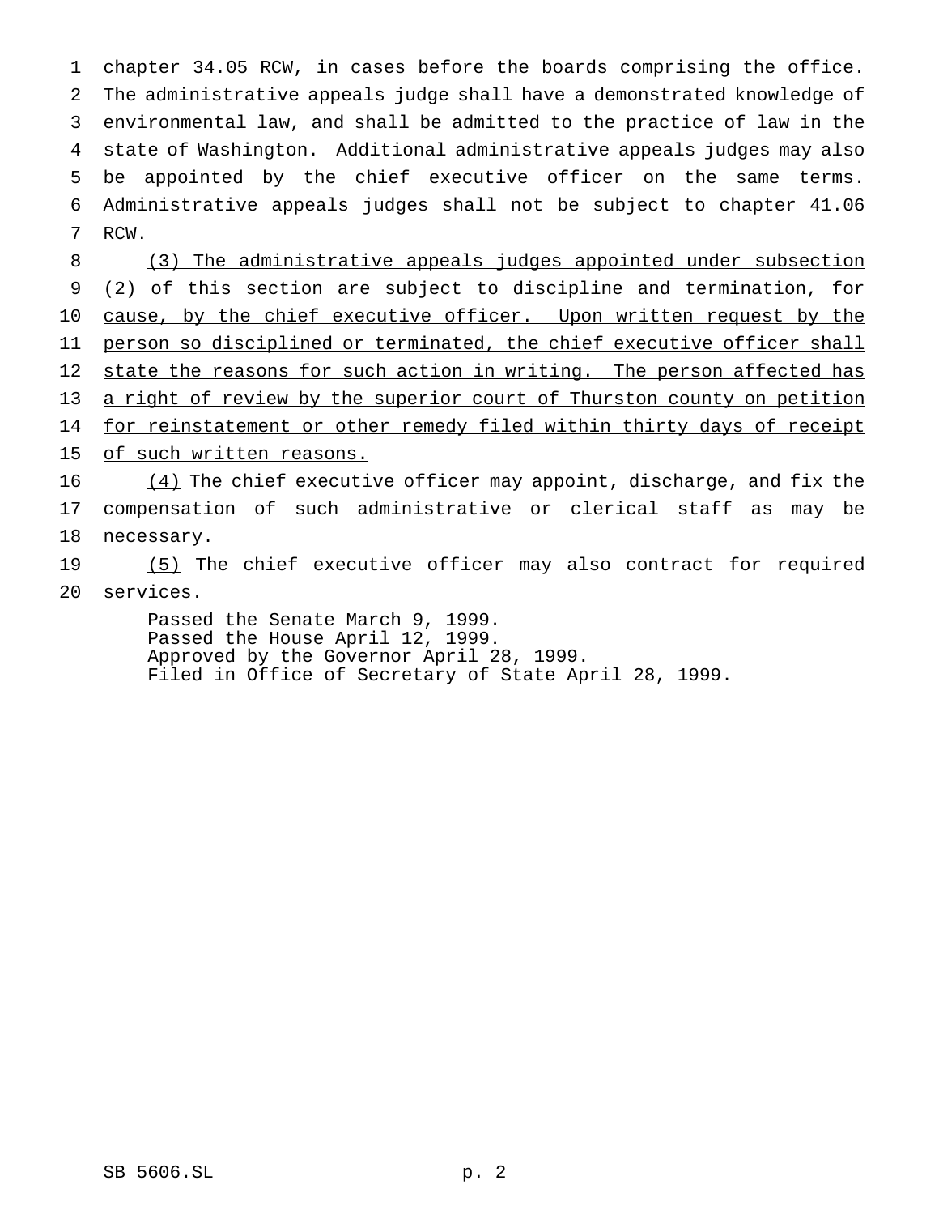chapter 34.05 RCW, in cases before the boards comprising the office. The administrative appeals judge shall have a demonstrated knowledge of environmental law, and shall be admitted to the practice of law in the state of Washington. Additional administrative appeals judges may also be appointed by the chief executive officer on the same terms. Administrative appeals judges shall not be subject to chapter 41.06 RCW.

<u>(3) The administrative appeals judges appointed under subsection (2) of this section are subject to discipline and termination, for cause, by the chief executive officer. Upon written request by the person so disciplined or terminated, the chief executive officer shall state the reasons for such action in writing. The person affected has a right of review by the superior court of Thurston county on petition for reinstatement or other remedy filed within thirty days of receipt of such written reasons.</u>

<u>(4)</u> The chief executive officer may appoint, discharge, and fix the compensation of such administrative or clerical staff as may be necessary.

<u>(5)</u> The chief executive officer may also contract for required services.

Passed the Senate March 9, 1999.
Passed the House April 12, 1999.
Approved by the Governor April 28, 1999.
Filed in Office of Secretary of State April 28, 1999.